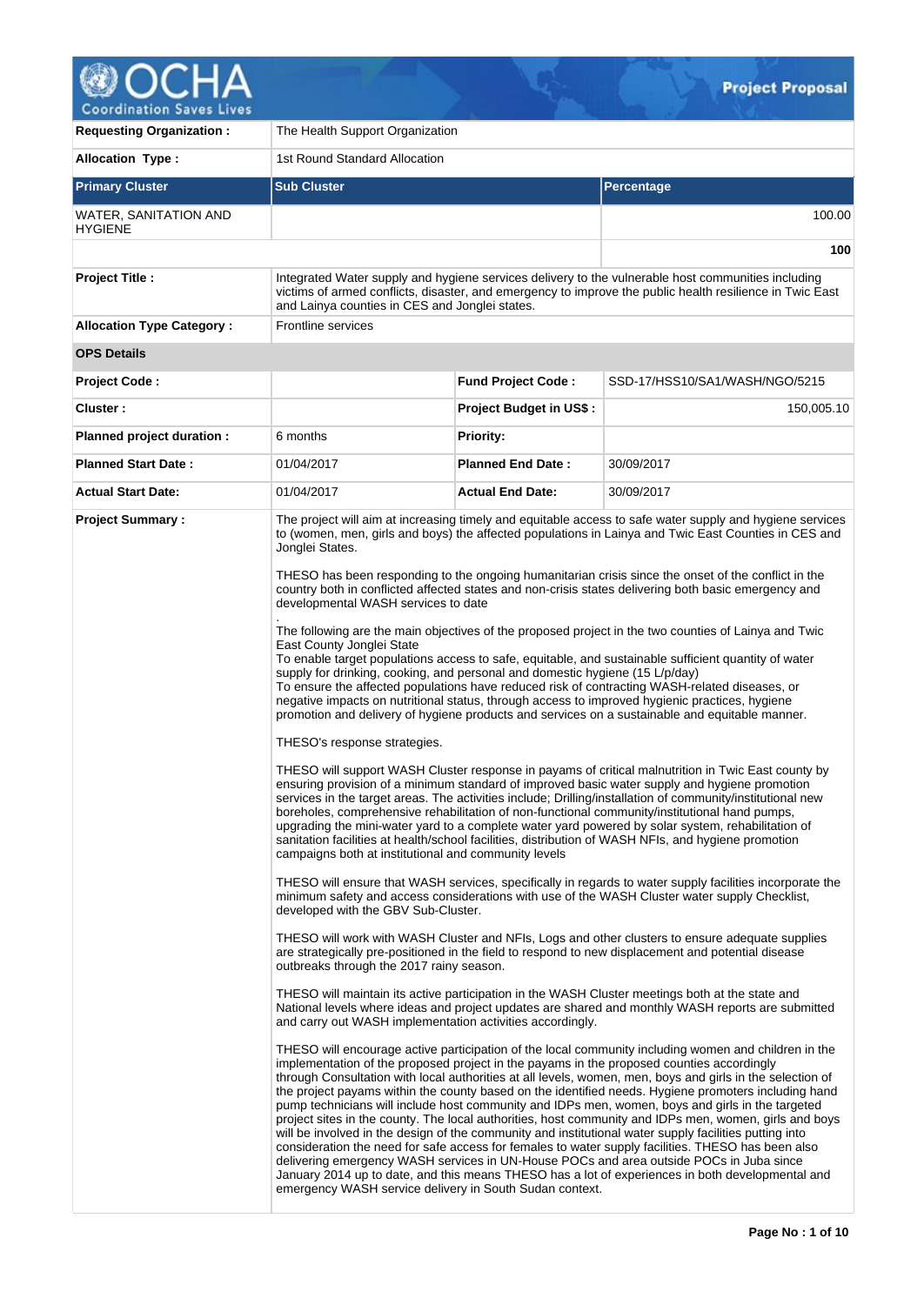# Project Proposal

| | | | |
|---|---|---|---|
| **Requesting Organization :** | The Health Support Organization | | |
| **Allocation Type :** | 1st Round Standard Allocation | | |

| **Primary Cluster** | **Sub Cluster** | **Percentage** |
|---|---|---|
| WATER, SANITATION AND HYGIENE | | 100.00 |
| | | **100** |

| | |
|---|---|
| **Project Title :** | Integrated Water supply and hygiene services delivery to the vulnerable host communities including victims of armed conflicts, disaster, and emergency to improve the public health resilience in Twic East and Lainya counties in CES and Jonglei states. |
| **Allocation Type Category :** | Frontline services |

**OPS Details**

| | | | |
|---|---|---|---|
| **Project Code :** | | **Fund Project Code :** | SSD-17/HSS10/SA1/WASH/NGO/5215 |
| **Cluster :** | | **Project Budget in US$ :** | 150,005.10 |
| **Planned project duration :** | 6 months | **Priority:** | |
| **Planned Start Date :** | 01/04/2017 | **Planned End Date :** | 30/09/2017 |
| **Actual Start Date:** | 01/04/2017 | **Actual End Date:** | 30/09/2017 |

**Project Summary :**

The project will aim at increasing timely and equitable access to safe water supply and hygiene services to (women, men, girls and boys) the affected populations in Lainya and Twic East Counties in CES and Jonglei States.

THESO has been responding to the ongoing humanitarian crisis since the onset of the conflict in the country both in conflicted affected states and non-crisis states delivering both basic emergency and developmental WASH services to date

.
The following are the main objectives of the proposed project in the two counties of Lainya and Twic East County Jonglei State
To enable target populations access to safe, equitable, and sustainable sufficient quantity of water supply for drinking, cooking, and personal and domestic hygiene (15 L/p/day)
To ensure the affected populations have reduced risk of contracting WASH-related diseases, or negative impacts on nutritional status, through access to improved hygienic practices, hygiene promotion and delivery of hygiene products and services on a sustainable and equitable manner.

THESO's response strategies.

THESO will support WASH Cluster response in payams of critical malnutrition in Twic East county by ensuring provision of a minimum standard of improved basic water supply and hygiene promotion services in the target areas. The activities include; Drilling/installation of community/institutional new boreholes, comprehensive rehabilitation of non-functional community/institutional hand pumps, upgrading the mini-water yard to a complete water yard powered by solar system, rehabilitation of sanitation facilities at health/school facilities, distribution of WASH NFIs, and hygiene promotion campaigns both at institutional and community levels

THESO will ensure that WASH services, specifically in regards to water supply facilities incorporate the minimum safety and access considerations with use of the WASH Cluster water supply Checklist, developed with the GBV Sub-Cluster.

THESO will work with WASH Cluster and NFIs, Logs and other clusters to ensure adequate supplies are strategically pre-positioned in the field to respond to new displacement and potential disease outbreaks through the 2017 rainy season.

THESO will maintain its active participation in the WASH Cluster meetings both at the state and National levels where ideas and project updates are shared and monthly WASH reports are submitted and carry out WASH implementation activities accordingly.

THESO will encourage active participation of the local community including women and children in the implementation of the proposed project in the payams in the proposed counties accordingly through Consultation with local authorities at all levels, women, men, boys and girls in the selection of the project payams within the county based on the identified needs. Hygiene promoters including hand pump technicians will include host community and IDPs men, women, boys and girls in the targeted project sites in the county. The local authorities, host community and IDPs men, women, girls and boys will be involved in the design of the community and institutional water supply facilities putting into consideration the need for safe access for females to water supply facilities. THESO has been also delivering emergency WASH services in UN-House POCs and area outside POCs in Juba since January 2014 up to date, and this means THESO has a lot of experiences in both developmental and emergency WASH service delivery in South Sudan context.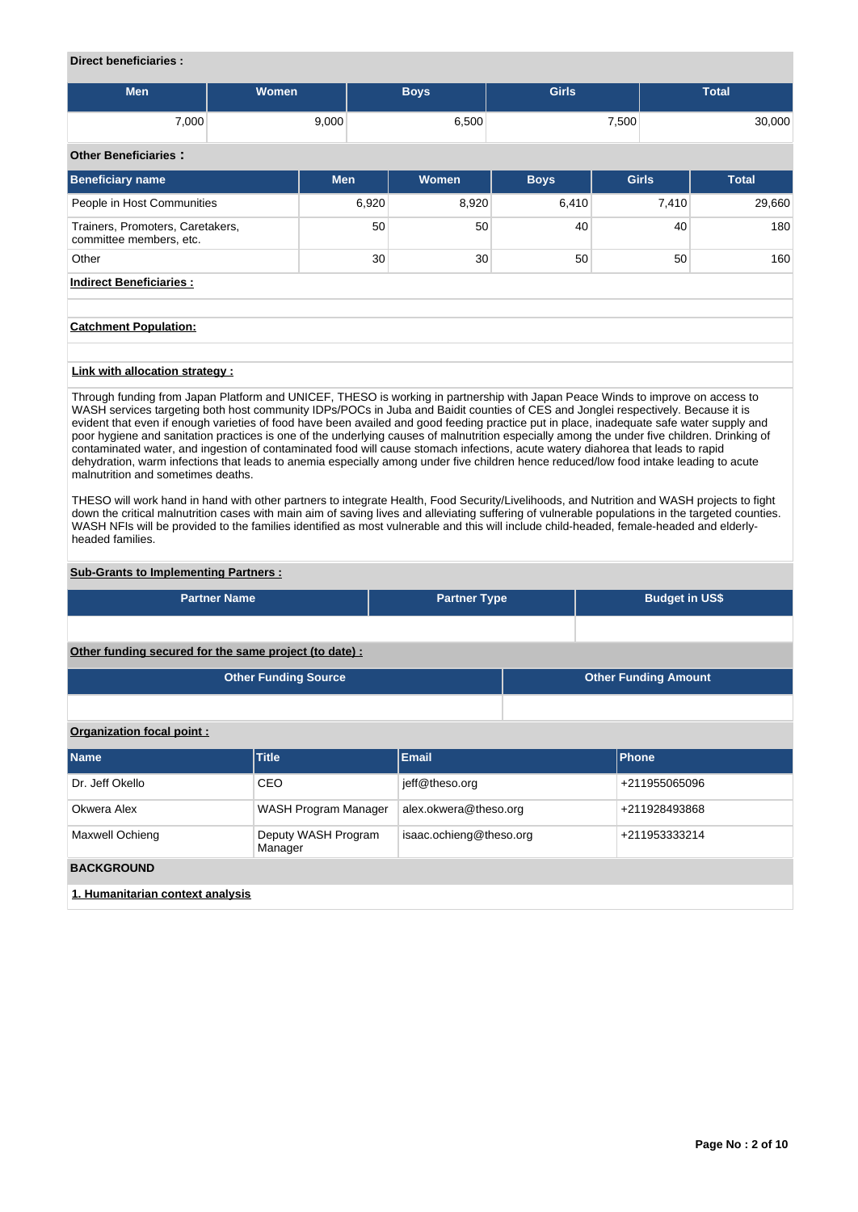**Direct beneficiaries :**

| Men | Women | Boys | Girls | Total |
|---|---|---|---|---|
| 7,000 | 9,000 | 6,500 | 7,500 | 30,000 |

**Other Beneficiaries :**

| Beneficiary name | Men | Women | Boys | Girls | Total |
|---|---|---|---|---|---|
| People in Host Communities | 6,920 | 8,920 | 6,410 | 7,410 | 29,660 |
| Trainers, Promoters, Caretakers, committee members, etc. | 50 | 50 | 40 | 40 | 180 |
| Other | 30 | 30 | 50 | 50 | 160 |

**Indirect Beneficiaries :**

**Catchment Population:**

**Link with allocation strategy :**

Through funding from Japan Platform and UNICEF, THESO is working in partnership with Japan Peace Winds to improve on access to WASH services targeting both host community IDPs/POCs in Juba and Baidit counties of CES and Jonglei respectively. Because it is evident that even if enough varieties of food have been availed and good feeding practice put in place, inadequate safe water supply and poor hygiene and sanitation practices is one of the underlying causes of malnutrition especially among the under five children. Drinking of contaminated water, and ingestion of contaminated food will cause stomach infections, acute watery diahorea that leads to rapid dehydration, warm infections that leads to anemia especially among under five children hence reduced/low food intake leading to acute malnutrition and sometimes deaths.

THESO will work hand in hand with other partners to integrate Health, Food Security/Livelihoods, and Nutrition and WASH projects to fight down the critical malnutrition cases with main aim of saving lives and alleviating suffering of vulnerable populations in the targeted counties. WASH NFIs will be provided to the families identified as most vulnerable and this will include child-headed, female-headed and elderly-headed families.

**Sub-Grants to Implementing Partners :**

| Partner Name | Partner Type | Budget in US$ |
|---|---|---|
| | | |

**Other funding secured for the same project (to date) :**

| Other Funding Source | Other Funding Amount |
|---|---|
| | |

**Organization focal point :**

| Name | Title | Email | Phone |
|---|---|---|---|
| Dr. Jeff Okello | CEO | jeff@theso.org | +211955065096 |
| Okwera Alex | WASH Program Manager | alex.okwera@theso.org | +211928493868 |
| Maxwell Ochieng | Deputy WASH Program Manager | isaac.ochieng@theso.org | +211953333214 |

## BACKGROUND

### 1. Humanitarian context analysis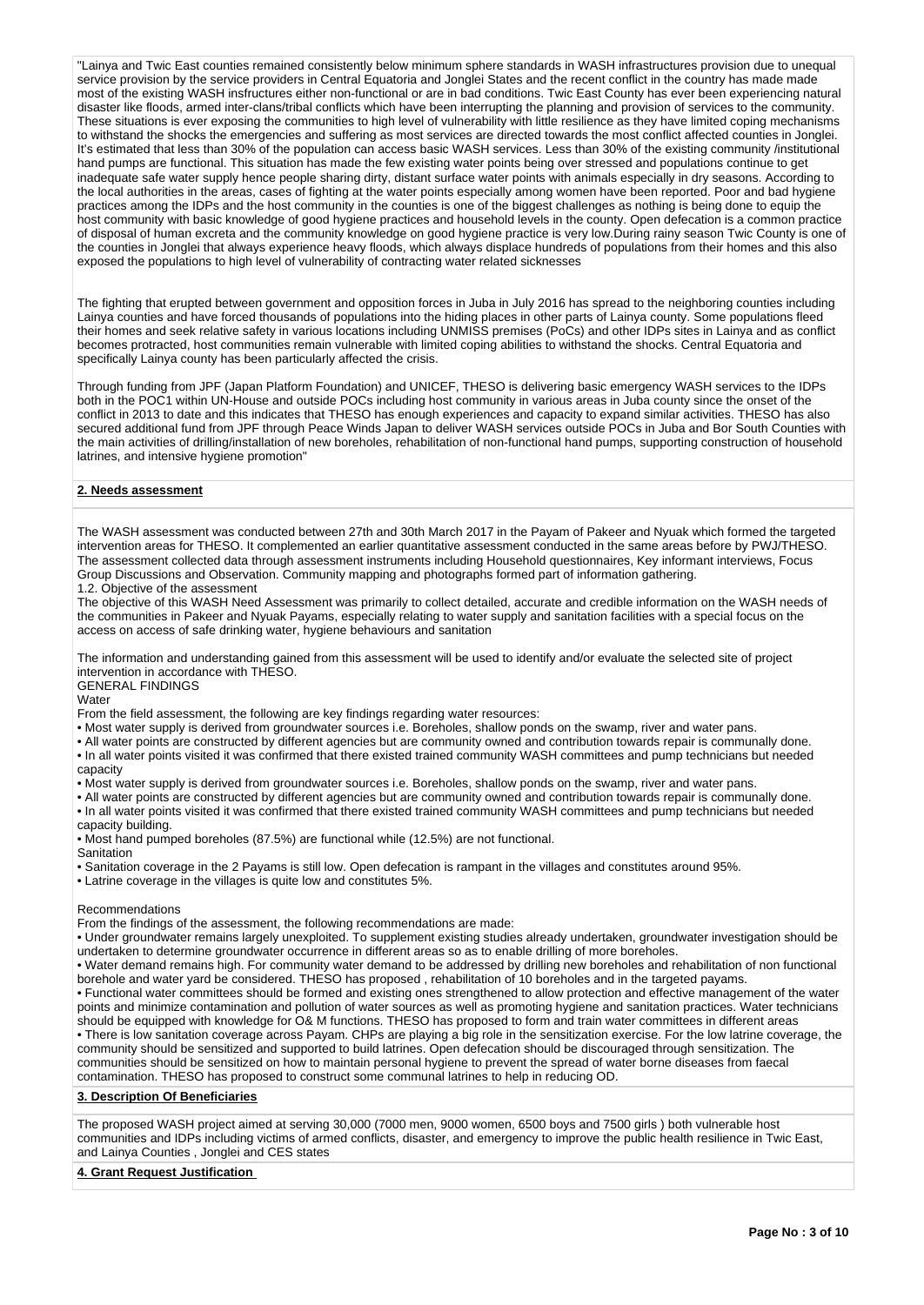"Lainya and Twic East counties remained consistently below minimum sphere standards in WASH infrastructures provision due to unequal service provision by the service providers in Central Equatoria and Jonglei States and the recent conflict in the country has made made most of the existing WASH insfructures either non-functional or are in bad conditions. Twic East County has ever been experiencing natural disaster like floods, armed inter-clans/tribal conflicts which have been interrupting the planning and provision of services to the community. These situations is ever exposing the communities to high level of vulnerability with little resilience as they have limited coping mechanisms to withstand the shocks the emergencies and suffering as most services are directed towards the most conflict affected counties in Jonglei. It's estimated that less than 30% of the population can access basic WASH services. Less than 30% of the existing community /institutional hand pumps are functional. This situation has made the few existing water points being over stressed and populations continue to get inadequate safe water supply hence people sharing dirty, distant surface water points with animals especially in dry seasons. According to the local authorities in the areas, cases of fighting at the water points especially among women have been reported. Poor and bad hygiene practices among the IDPs and the host community in the counties is one of the biggest challenges as nothing is being done to equip the host community with basic knowledge of good hygiene practices and household levels in the county. Open defecation is a common practice of disposal of human excreta and the community knowledge on good hygiene practice is very low.During rainy season Twic County is one of the counties in Jonglei that always experience heavy floods, which always displace hundreds of populations from their homes and this also exposed the populations to high level of vulnerability of contracting water related sicknesses

The fighting that erupted between government and opposition forces in Juba in July 2016 has spread to the neighboring counties including Lainya counties and have forced thousands of populations into the hiding places in other parts of Lainya county. Some populations fleed their homes and seek relative safety in various locations including UNMISS premises (PoCs) and other IDPs sites in Lainya and as conflict becomes protracted, host communities remain vulnerable with limited coping abilities to withstand the shocks. Central Equatoria and specifically Lainya county has been particularly affected the crisis.

Through funding from JPF (Japan Platform Foundation) and UNICEF, THESO is delivering basic emergency WASH services to the IDPs both in the POC1 within UN-House and outside POCs including host community in various areas in Juba county since the onset of the conflict in 2013 to date and this indicates that THESO has enough experiences and capacity to expand similar activities. THESO has also secured additional fund from JPF through Peace Winds Japan to deliver WASH services outside POCs in Juba and Bor South Counties with the main activities of drilling/installation of new boreholes, rehabilitation of non-functional hand pumps, supporting construction of household latrines, and intensive hygiene promotion"

**2. Needs assessment**

The WASH assessment was conducted between 27th and 30th March 2017 in the Payam of Pakeer and Nyuak which formed the targeted intervention areas for THESO. It complemented an earlier quantitative assessment conducted in the same areas before by PWJ/THESO. The assessment collected data through assessment instruments including Household questionnaires, Key informant interviews, Focus Group Discussions and Observation. Community mapping and photographs formed part of information gathering.

1.2. Objective of the assessment

The objective of this WASH Need Assessment was primarily to collect detailed, accurate and credible information on the WASH needs of the communities in Pakeer and Nyuak Payams, especially relating to water supply and sanitation facilities with a special focus on the access on access of safe drinking water, hygiene behaviours and sanitation

The information and understanding gained from this assessment will be used to identify and/or evaluate the selected site of project intervention in accordance with THESO.

GENERAL FINDINGS

Water

From the field assessment, the following are key findings regarding water resources:

• Most water supply is derived from groundwater sources i.e. Boreholes, shallow ponds on the swamp, river and water pans.
• All water points are constructed by different agencies but are community owned and contribution towards repair is communally done.
• In all water points visited it was confirmed that there existed trained community WASH committees and pump technicians but needed capacity
• Most water supply is derived from groundwater sources i.e. Boreholes, shallow ponds on the swamp, river and water pans.
• All water points are constructed by different agencies but are community owned and contribution towards repair is communally done.
• In all water points visited it was confirmed that there existed trained community WASH committees and pump technicians but needed capacity building.
• Most hand pumped boreholes (87.5%) are functional while (12.5%) are not functional.

Sanitation

• Sanitation coverage in the 2 Payams is still low. Open defecation is rampant in the villages and constitutes around 95%.
• Latrine coverage in the villages is quite low and constitutes 5%.

Recommendations

From the findings of the assessment, the following recommendations are made:

• Under groundwater remains largely unexploited. To supplement existing studies already undertaken, groundwater investigation should be undertaken to determine groundwater occurrence in different areas so as to enable drilling of more boreholes.
• Water demand remains high. For community water demand to be addressed by drilling new boreholes and rehabilitation of non functional borehole and water yard be considered. THESO has proposed , rehabilitation of 10 boreholes and in the targeted payams.
• Functional water committees should be formed and existing ones strengthened to allow protection and effective management of the water points and minimize contamination and pollution of water sources as well as promoting hygiene and sanitation practices. Water technicians should be equipped with knowledge for O& M functions. THESO has proposed to form and train water committees in different areas
• There is low sanitation coverage across Payam. CHPs are playing a big role in the sensitization exercise. For the low latrine coverage, the community should be sensitized and supported to build latrines. Open defecation should be discouraged through sensitization. The communities should be sensitized on how to maintain personal hygiene to prevent the spread of water borne diseases from faecal contamination. THESO has proposed to construct some communal latrines to help in reducing OD.

**3. Description Of Beneficiaries**

The proposed WASH project aimed at serving 30,000 (7000 men, 9000 women, 6500 boys and 7500 girls ) both vulnerable host communities and IDPs including victims of armed conflicts, disaster, and emergency to improve the public health resilience in Twic East, and Lainya Counties , Jonglei and CES states

**4. Grant Request Justification**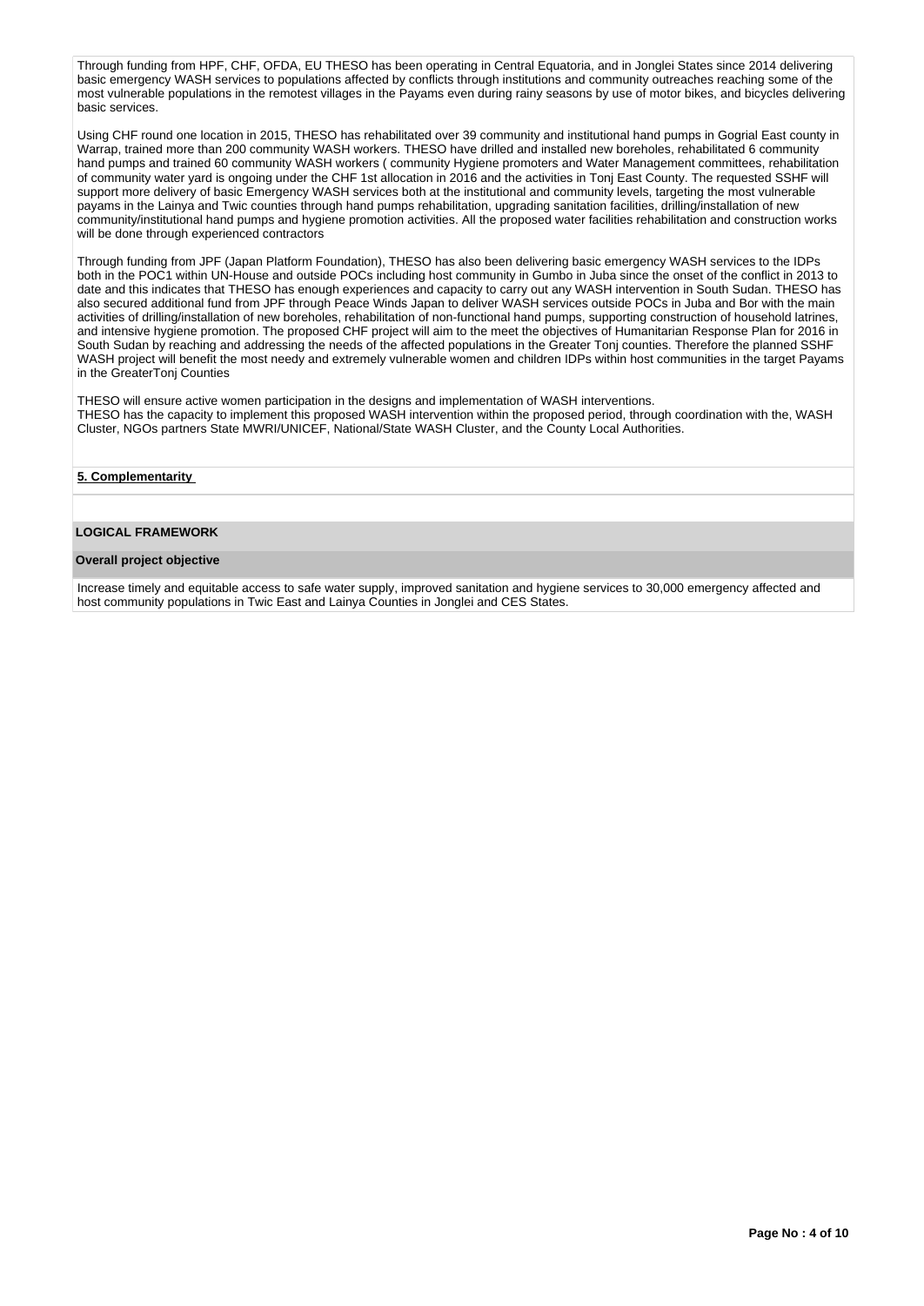Through funding from HPF, CHF, OFDA, EU THESO has been operating in Central Equatoria, and in Jonglei States since 2014 delivering basic emergency WASH services to populations affected by conflicts through institutions and community outreaches reaching some of the most vulnerable populations in the remotest villages in the Payams even during rainy seasons by use of motor bikes, and bicycles delivering basic services.

Using CHF round one location in 2015, THESO has rehabilitated over 39 community and institutional hand pumps in Gogrial East county in Warrap, trained more than 200 community WASH workers. THESO have drilled and installed new boreholes, rehabilitated 6 community hand pumps and trained 60 community WASH workers ( community Hygiene promoters and Water Management committees, rehabilitation of community water yard is ongoing under the CHF 1st allocation in 2016 and the activities in Tonj East County. The requested SSHF will support more delivery of basic Emergency WASH services both at the institutional and community levels, targeting the most vulnerable payams in the Lainya and Twic counties through hand pumps rehabilitation, upgrading sanitation facilities, drilling/installation of new community/institutional hand pumps and hygiene promotion activities. All the proposed water facilities rehabilitation and construction works will be done through experienced contractors

Through funding from JPF (Japan Platform Foundation), THESO has also been delivering basic emergency WASH services to the IDPs both in the POC1 within UN-House and outside POCs including host community in Gumbo in Juba since the onset of the conflict in 2013 to date and this indicates that THESO has enough experiences and capacity to carry out any WASH intervention in South Sudan. THESO has also secured additional fund from JPF through Peace Winds Japan to deliver WASH services outside POCs in Juba and Bor with the main activities of drilling/installation of new boreholes, rehabilitation of non-functional hand pumps, supporting construction of household latrines, and intensive hygiene promotion. The proposed CHF project will aim to the meet the objectives of Humanitarian Response Plan for 2016 in South Sudan by reaching and addressing the needs of the affected populations in the Greater Tonj counties. Therefore the planned SSHF WASH project will benefit the most needy and extremely vulnerable women and children IDPs within host communities in the target Payams in the GreaterTonj Counties

THESO will ensure active women participation in the designs and implementation of WASH interventions.
THESO has the capacity to implement this proposed WASH intervention within the proposed period, through coordination with the, WASH Cluster, NGOs partners State MWRI/UNICEF, National/State WASH Cluster, and the County Local Authorities.

**5. Complementarity**

## LOGICAL FRAMEWORK

### Overall project objective

Increase timely and equitable access to safe water supply, improved sanitation and hygiene services to 30,000 emergency affected and host community populations in Twic East and Lainya Counties in Jonglei and CES States.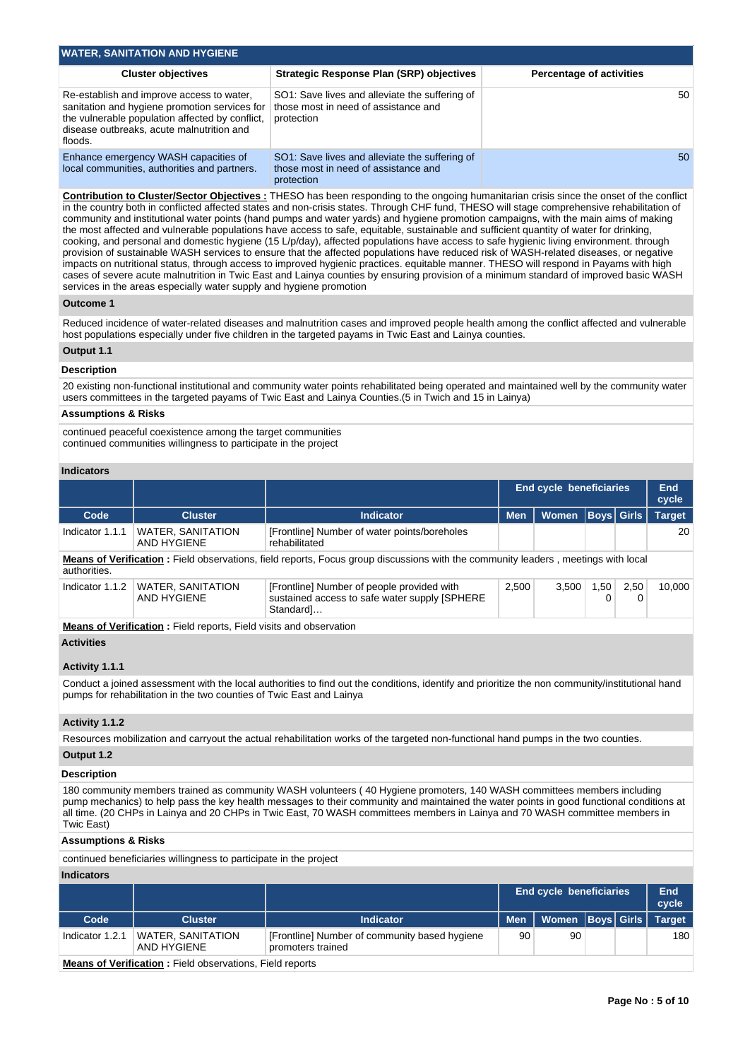## WATER, SANITATION AND HYGIENE

| Cluster objectives | Strategic Response Plan (SRP) objectives | Percentage of activities |
|---|---|---|
| Re-establish and improve access to water, sanitation and hygiene promotion services for the vulnerable population affected by conflict, disease outbreaks, acute malnutrition and floods. | SO1: Save lives and alleviate the suffering of those most in need of assistance and protection | 50 |
| Enhance emergency WASH capacities of local communities, authorities and partners. | SO1: Save lives and alleviate the suffering of those most in need of assistance and protection | 50 |

**Contribution to Cluster/Sector Objectives :** THESO has been responding to the ongoing humanitarian crisis since the onset of the conflict in the country both in conflicted affected states and non-crisis states. Through CHF fund, THESO will stage comprehensive rehabilitation of community and institutional water points (hand pumps and water yards) and hygiene promotion campaigns, with the main aims of making the most affected and vulnerable populations have access to safe, equitable, sustainable and sufficient quantity of water for drinking, cooking, and personal and domestic hygiene (15 L/p/day), affected populations have access to safe hygienic living environment. through provision of sustainable WASH services to ensure that the affected populations have reduced risk of WASH-related diseases, or negative impacts on nutritional status, through access to improved hygienic practices. equitable manner. THESO will respond in Payams with high cases of severe acute malnutrition in Twic East and Lainya counties by ensuring provision of a minimum standard of improved basic WASH services in the areas especially water supply and hygiene promotion

### Outcome 1

Reduced incidence of water-related diseases and malnutrition cases and improved people health among the conflict affected and vulnerable host populations especially under five children in the targeted payams in Twic East and Lainya counties.

### Output 1.1

**Description**

20 existing non-functional institutional and community water points rehabilitated being operated and maintained well by the community water users committees in the targeted payams of Twic East and Lainya Counties.(5 in Twich and 15 in Lainya)

**Assumptions & Risks**

continued peaceful coexistence among the target communities
continued communities willingness to participate in the project

**Indicators**

| | | | End cycle beneficiaries | | | | End cycle |
|---|---|---|---|---|---|---|---|
| **Code** | **Cluster** | **Indicator** | **Men** | **Women** | **Boys** | **Girls** | **Target** |
| Indicator 1.1.1 | WATER, SANITATION AND HYGIENE | [Frontline] Number of water points/boreholes rehabilitated | | | | | 20 |
| **Means of Verification :** Field observations, field reports, Focus group discussions with the community leaders , meetings with local authorities. | | | | | | | |
| Indicator 1.1.2 | WATER, SANITATION AND HYGIENE | [Frontline] Number of people provided with sustained access to safe water supply [SPHERE Standard]… | 2,500 | 3,500 | 1,500 | 2,500 | 10,000 |
| **Means of Verification :** Field reports, Field visits and observation | | | | | | | |

**Activities**

**Activity 1.1.1**

Conduct a joined assessment with the local authorities to find out the conditions, identify and prioritize the non community/institutional hand pumps for rehabilitation in the two counties of Twic East and Lainya

**Activity 1.1.2**

Resources mobilization and carryout the actual rehabilitation works of the targeted non-functional hand pumps in the two counties.

### Output 1.2

**Description**

180 community members trained as community WASH volunteers ( 40 Hygiene promoters, 140 WASH committees members including pump mechanics) to help pass the key health messages to their community and maintained the water points in good functional conditions at all time. (20 CHPs in Lainya and 20 CHPs in Twic East, 70 WASH committees members in Lainya and 70 WASH committee members in Twic East)

**Assumptions & Risks**

continued beneficiaries willingness to participate in the project

**Indicators**

| | | | End cycle beneficiaries | | | | End cycle |
|---|---|---|---|---|---|---|---|
| **Code** | **Cluster** | **Indicator** | **Men** | **Women** | **Boys** | **Girls** | **Target** |
| Indicator 1.2.1 | WATER, SANITATION AND HYGIENE | [Frontline] Number of community based hygiene promoters trained | 90 | 90 | | | 180 |
| **Means of Verification :** Field observations, Field reports | | | | | | | |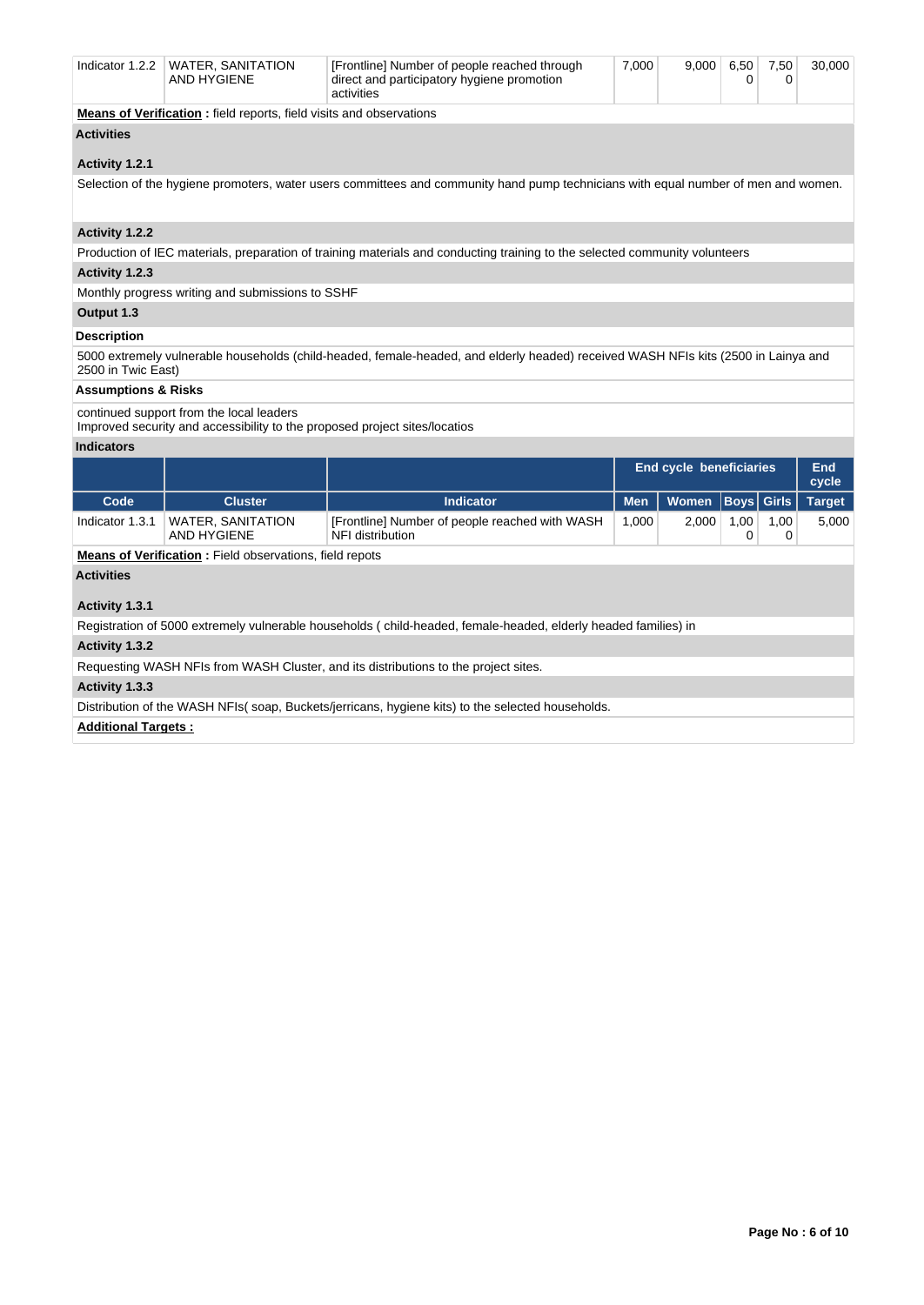| Indicator 1.2.2 | WATER, SANITATION AND HYGIENE | [Frontline] Number of people reached through direct and participatory hygiene promotion activities | 7,000 | 9,000 | 6,500 | 7,500 | 30,000 |
|---|---|---|---|---|---|---|---|

**Means of Verification :** field reports, field visits and observations

**Activities**

**Activity 1.2.1**

Selection of the hygiene promoters, water users committees and community hand pump technicians with equal number of men and women.

**Activity 1.2.2**

Production of IEC materials, preparation of training materials and conducting training to the selected community volunteers

**Activity 1.2.3**

Monthly progress writing and submissions to SSHF

**Output 1.3**

**Description**

5000 extremely vulnerable households (child-headed, female-headed, and elderly headed) received WASH NFIs kits (2500 in Lainya and 2500 in Twic East)

**Assumptions & Risks**

continued support from the local leaders
Improved security and accessibility to the proposed project sites/locatios

**Indicators**

| | | | End cycle beneficiaries | | | | End cycle |
|---|---|---|---|---|---|---|---|
| Code | Cluster | Indicator | Men | Women | Boys | Girls | Target |
| Indicator 1.3.1 | WATER, SANITATION AND HYGIENE | [Frontline] Number of people reached with WASH NFI distribution | 1,000 | 2,000 | 1,000 | 1,000 | 5,000 |

**Means of Verification :** Field observations, field repots

**Activities**

**Activity 1.3.1**

Registration of 5000 extremely vulnerable households ( child-headed, female-headed, elderly headed families) in

**Activity 1.3.2**

Requesting WASH NFIs from WASH Cluster, and its distributions to the project sites.

**Activity 1.3.3**

Distribution of the WASH NFIs( soap, Buckets/jerricans, hygiene kits) to the selected households.

**Additional Targets :**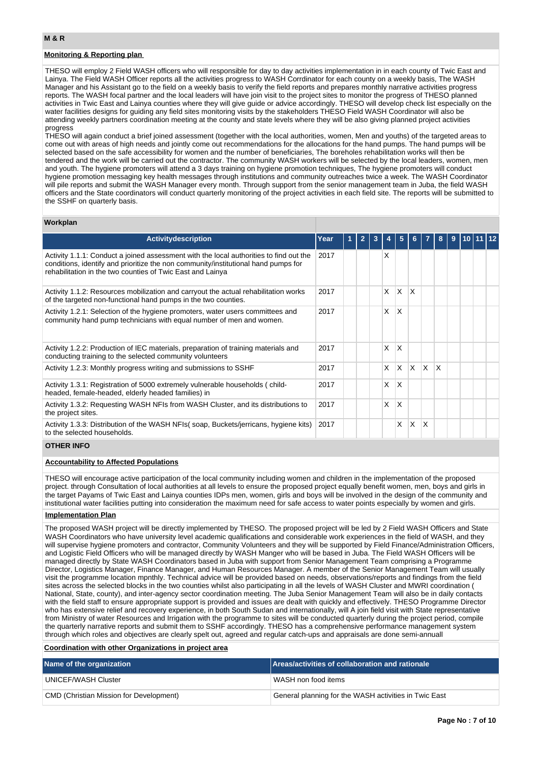## M & R

### Monitoring & Reporting plan

THESO will employ 2 Field WASH officers who will responsible for day to day activities implementation in in each county of Twic East and Lainya. The Field WASH Officer reports all the activities progress to WASH Corrdinator for each county on a weekly basis, The WASH Manager and his Assistant go to the field on a weekly basis to verify the field reports and prepares monthly narrative activities progress reports. The WASH focal partner and the local leaders will have join visit to the project sites to monitor the progress of THESO planned activities in Twic East and Lainya counties where they will give guide or advice accordingly. THESO will develop check list especially on the water facilities designs for guiding any field sites monitoring visits by the stakeholders THESO Field WASH Coordinator will also be attending weekly partners coordination meeting at the county and state levels where they will be also giving planned project activities progress

THESO will again conduct a brief joined assessment (together with the local authorities, women, Men and youths) of the targeted areas to come out with areas of high needs and jointly come out recommendations for the allocations for the hand pumps. The hand pumps will be selected based on the safe accessibility for women and the number of beneficiaries, The boreholes rehabilitation works will then be tendered and the work will be carried out the contractor. The community WASH workers will be selected by the local leaders, women, men and youth. The hygiene promoters will attend a 3 days training on hygiene promotion techniques, The hygiene promoters will conduct hygiene promotion messaging key health messages through institutions and community outreaches twice a week. The WASH Coordinator will pile reports and submit the WASH Manager every month. Through support from the senior management team in Juba, the field WASH officers and the State coordinators will conduct quarterly monitoring of the project activities in each field site. The reports will be submitted to the SSHF on quarterly basis.

### Workplan

| Activitydescription | Year | 1 | 2 | 3 | 4 | 5 | 6 | 7 | 8 | 9 | 10 | 11 | 12 |
|---|---|---|---|---|---|---|---|---|---|---|---|---|---|
| Activity 1.1.1: Conduct a joined assessment with the local authorities to find out the conditions, identify and prioritize the non community/institutional hand pumps for rehabilitation in the two counties of Twic East and Lainya | 2017 | | | | X | | | | | | | | |
| Activity 1.1.2: Resources mobilization and carryout the actual rehabilitation works of the targeted non-functional hand pumps in the two counties. | 2017 | | | | X | X | X | | | | | | |
| Activity 1.2.1: Selection of the hygiene promoters, water users committees and community hand pump technicians with equal number of men and women. | 2017 | | | | X | X | | | | | | | |
| Activity 1.2.2: Production of IEC materials, preparation of training materials and conducting training to the selected community volunteers | 2017 | | | | X | X | | | | | | | |
| Activity 1.2.3: Monthly progress writing and submissions to SSHF | 2017 | | | | X | X | X | X | X | | | | |
| Activity 1.3.1: Registration of 5000 extremely vulnerable households ( child-headed, female-headed, elderly headed families) in | 2017 | | | | X | X | | | | | | | |
| Activity 1.3.2: Requesting WASH NFIs from WASH Cluster, and its distributions to the project sites. | 2017 | | | | X | X | | | | | | | |
| Activity 1.3.3: Distribution of the WASH NFIs( soap, Buckets/jerricans, hygiene kits) to the selected households. | 2017 | | | | | X | X | X | | | | | |

## OTHER INFO

### Accountability to Affected Populations

THESO will encourage active participation of the local community including women and children in the implementation of the proposed project. through Consultation of local authorities at all levels to ensure the proposed project equally benefit women, men, boys and girls in the target Payams of Twic East and Lainya counties IDPs men, women, girls and boys will be involved in the design of the community and institutional water facilities putting into consideration the maximum need for safe access to water points especially by women and girls.

### Implementation Plan

The proposed WASH project will be directly implemented by THESO. The proposed project will be led by 2 Field WASH Officers and State WASH Coordinators who have university level academic qualifications and considerable work experiences in the field of WASH, and they will supervise hygiene promoters and contractor, Community Volunteers and they will be supported by Field Finance/Administration Officers, and Logistic Field Officers who will be managed directly by WASH Manger who will be based in Juba. The Field WASH Officers will be managed directly by State WASH Coordinators based in Juba with support from Senior Management Team comprising a Programme Director, Logistics Manager, Finance Manager, and Human Resources Manager. A member of the Senior Management Team will usually visit the programme location mpnthly. Technical advice will be provided based on needs, observations/reports and findings from the field sites across the selected blocks in the two counties whilst also participating in all the levels of WASH Cluster and MWRI coordination ( National, State, county), and inter-agency sector coordination meeting. The Juba Senior Management Team will also be in daily contacts with the field staff to ensure appropriate support is provided and issues are dealt with quickly and effectively. THESO Programme Director who has extensive relief and recovery experience, in both South Sudan and internationally, will A join field visit with State representative from Ministry of water Resources and Irrigation with the programme to sites will be conducted quarterly during the project period, compile the quarterly narrative reports and submit them to SSHF accordingly. THESO has a comprehensive performance management system through which roles and objectives are clearly spelt out, agreed and regular catch-ups and appraisals are done semi-annuall

### Coordination with other Organizations in project area

| Name of the organization | Areas/activities of collaboration and rationale |
|---|---|
| UNICEF/WASH Cluster | WASH non food items |
| CMD (Christian Mission for Development) | General planning for the WASH activities in Twic East |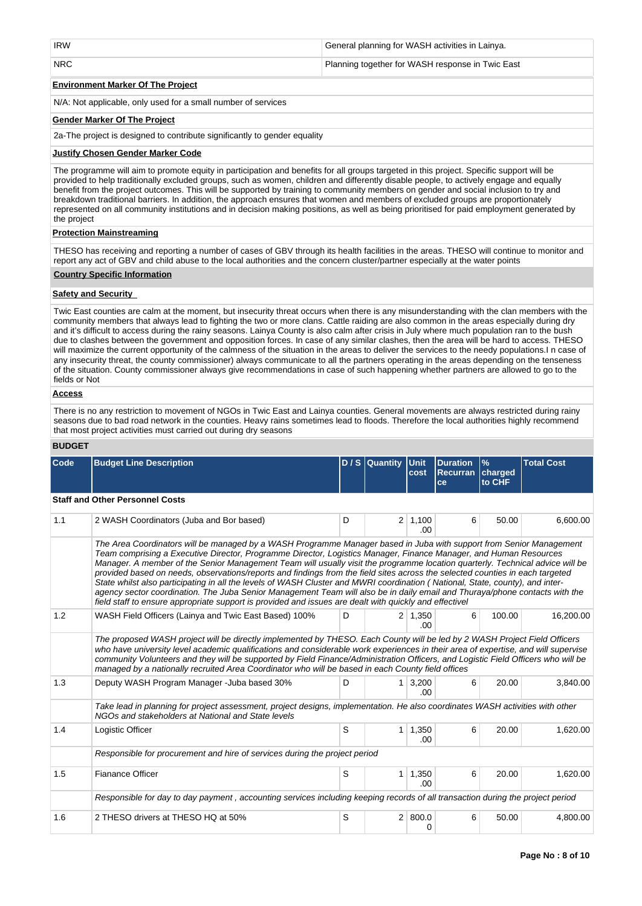| | |
|---|---|
| IRW | General planning for WASH activities in Lainya. |
| NRC | Planning together for WASH response in Twic East |

**Environment Marker Of The Project**

N/A: Not applicable, only used for a small number of services

**Gender Marker Of The Project**

2a-The project is designed to contribute significantly to gender equality

**Justify Chosen Gender Marker Code**

The programme will aim to promote equity in participation and benefits for all groups targeted in this project. Specific support will be provided to help traditionally excluded groups, such as women, children and differently disable people, to actively engage and equally benefit from the project outcomes. This will be supported by training to community members on gender and social inclusion to try and breakdown traditional barriers. In addition, the approach ensures that women and members of excluded groups are proportionately represented on all community institutions and in decision making positions, as well as being prioritised for paid employment generated by the project

**Protection Mainstreaming**

THESO has receiving and reporting a number of cases of GBV through its health facilities in the areas. THESO will continue to monitor and report any act of GBV and child abuse to the local authorities and the concern cluster/partner especially at the water points

**Country Specific Information**

**Safety and Security**

Twic East counties are calm at the moment, but insecurity threat occurs when there is any misunderstanding with the clan members with the community members that always lead to fighting the two or more clans. Cattle raiding are also common in the areas especially during dry and it's difficult to access during the rainy seasons. Lainya County is also calm after crisis in July where much population ran to the bush due to clashes between the government and opposition forces. In case of any similar clashes, then the area will be hard to access. THESO will maximize the current opportunity of the calmness of the situation in the areas to deliver the services to the needy populations.I n case of any insecurity threat, the county commissioner) always communicate to all the partners operating in the areas depending on the tenseness of the situation. County commissioner always give recommendations in case of such happening whether partners are allowed to go to the fields or Not

**Access**

There is no any restriction to movement of NGOs in Twic East and Lainya counties. General movements are always restricted during rainy seasons due to bad road network in the counties. Heavy rains sometimes lead to floods. Therefore the local authorities highly recommend that most project activities must carried out during dry seasons

**BUDGET**

| Code | Budget Line Description | D / S | Quantity | Unit cost | Duration Recurrance | % charged to CHF | Total Cost |
|---|---|---|---|---|---|---|---|
| **Staff and Other Personnel Costs** | | | | | | | |
| 1.1 | 2 WASH Coordinators (Juba and Bor based) | D | 2 | 1,100.00 | 6 | 50.00 | 6,600.00 |
| | *The Area Coordinators will be managed by a WASH Programme Manager based in Juba with support from Senior Management Team comprising a Executive Director, Programme Director, Logistics Manager, Finance Manager, and Human Resources Manager. A member of the Senior Management Team will usually visit the programme location quarterly. Technical advice will be provided based on needs, observations/reports and findings from the field sites across the selected counties in each targeted State whilst also participating in all the levels of WASH Cluster and MWRI coordination ( National, State, county), and inter-agency sector coordination. The Juba Senior Management Team will also be in daily email and Thuraya/phone contacts with the field staff to ensure appropriate support is provided and issues are dealt with quickly and effectivel* | | | | | | |
| 1.2 | WASH Field Officers (Lainya and Twic East Based) 100% | D | 2 | 1,350.00 | 6 | 100.00 | 16,200.00 |
| | *The proposed WASH project will be directly implemented by THESO. Each County will be led by 2 WASH Project Field Officers who have university level academic qualifications and considerable work experiences in their area of expertise, and will supervise community Volunteers and they will be supported by Field Finance/Administration Officers, and Logistic Field Officers who will be managed by a nationally recruited Area Coordinator who will be based in each County field offices* | | | | | | |
| 1.3 | Deputy WASH Program Manager -Juba based 30% | D | 1 | 3,200.00 | 6 | 20.00 | 3,840.00 |
| | *Take lead in planning for project assessment, project designs, implementation. He also coordinates WASH activities with other NGOs and stakeholders at National and State levels* | | | | | | |
| 1.4 | Logistic Officer | S | 1 | 1,350.00 | 6 | 20.00 | 1,620.00 |
| | *Responsible for procurement and hire of services during the project period* | | | | | | |
| 1.5 | Fianance Officer | S | 1 | 1,350.00 | 6 | 20.00 | 1,620.00 |
| | *Responsible for day to day payment , accounting services including keeping records of all transaction during the project period* | | | | | | |
| 1.6 | 2 THESO drivers at THESO HQ at 50% | S | 2 | 800.00 | 6 | 50.00 | 4,800.00 |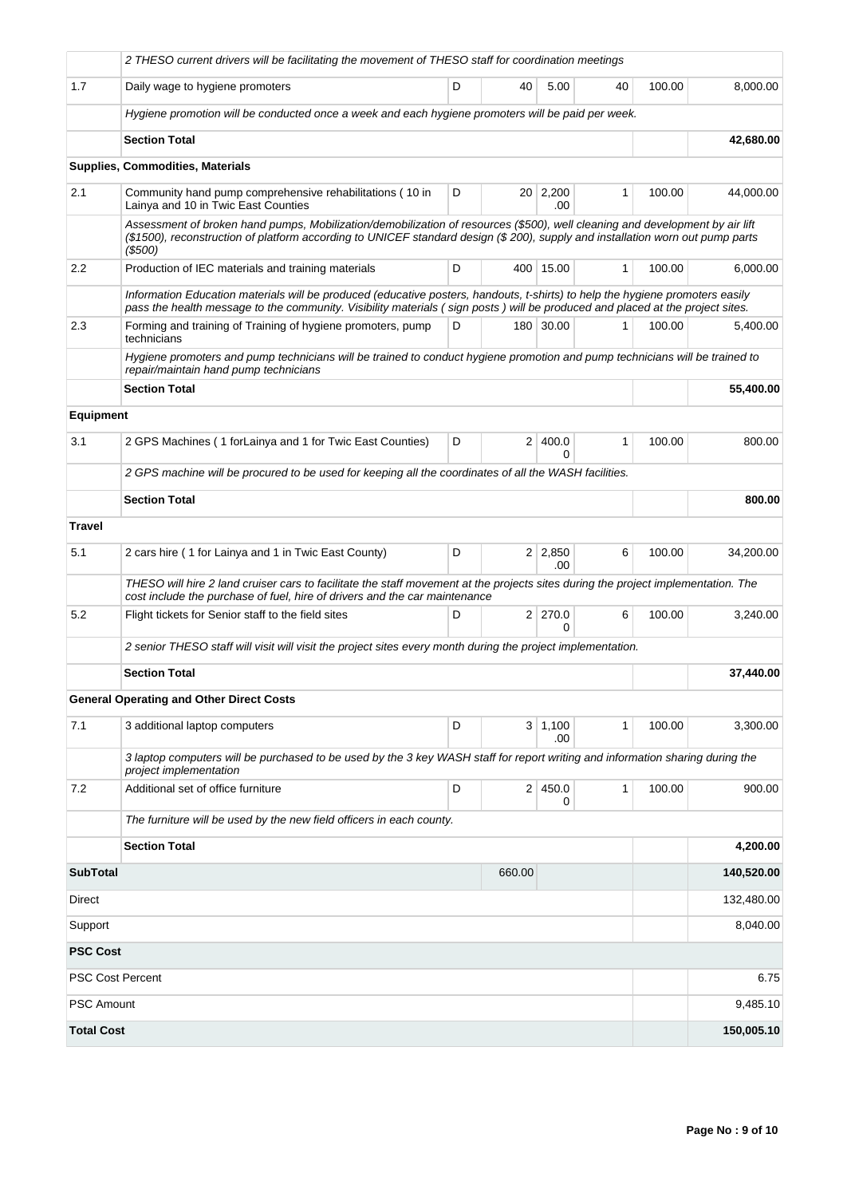| | | | | | | | |
|---|---|---|---|---|---|---|---|
| | *2 THESO current drivers will be facilitating the movement of THESO staff for coordination meetings* | | | | | | |
| 1.7 | Daily wage to hygiene promoters | D | 40 | 5.00 | 40 | 100.00 | 8,000.00 |
| | *Hygiene promotion will be conducted once a week and each hygiene promoters will be paid per week.* | | | | | | |
| | **Section Total** | | | | | | **42,680.00** |
| | **Supplies, Commodities, Materials** | | | | | | |
| 2.1 | Community hand pump comprehensive rehabilitations ( 10 in Lainya and 10 in Twic East Counties | D | 20 | 2,200.00 | 1 | 100.00 | 44,000.00 |
| | *Assessment of broken hand pumps, Mobilization/demobilization of resources ($500), well cleaning and development by air lift ($1500), reconstruction of platform according to UNICEF standard design ($ 200), supply and installation worn out pump parts ($500)* | | | | | | |
| 2.2 | Production of IEC materials and training materials | D | 400 | 15.00 | 1 | 100.00 | 6,000.00 |
| | *Information Education materials will be produced (educative posters, handouts, t-shirts) to help the hygiene promoters easily pass the health message to the community. Visibility materials ( sign posts ) will be produced and placed at the project sites.* | | | | | | |
| 2.3 | Forming and training of Training of hygiene promoters, pump technicians | D | 180 | 30.00 | 1 | 100.00 | 5,400.00 |
| | *Hygiene promoters and pump technicians will be trained to conduct hygiene promotion and pump technicians will be trained to repair/maintain hand pump technicians* | | | | | | |
| | **Section Total** | | | | | | **55,400.00** |
| **Equipment** | | | | | | | |
| 3.1 | 2 GPS Machines ( 1 forLainya and 1 for Twic East Counties) | D | 2 | 400.00 | 1 | 100.00 | 800.00 |
| | *2 GPS machine will be procured to be used for keeping all the coordinates of all the WASH facilities.* | | | | | | |
| | **Section Total** | | | | | | **800.00** |
| **Travel** | | | | | | | |
| 5.1 | 2 cars hire ( 1 for Lainya and 1 in Twic East County) | D | 2 | 2,850.00 | 6 | 100.00 | 34,200.00 |
| | *THESO will hire 2 land cruiser cars to facilitate the staff movement at the projects sites during the project implementation. The cost include the purchase of fuel, hire of drivers and the car maintenance* | | | | | | |
| 5.2 | Flight tickets for Senior staff to the field sites | D | 2 | 270.00 | 6 | 100.00 | 3,240.00 |
| | *2 senior THESO staff will visit will visit the project sites every month during the project implementation.* | | | | | | |
| | **Section Total** | | | | | | **37,440.00** |
| | **General Operating and Other Direct Costs** | | | | | | |
| 7.1 | 3 additional laptop computers | D | 3 | 1,100.00 | 1 | 100.00 | 3,300.00 |
| | *3 laptop computers will be purchased to be used by the 3 key WASH staff for report writing and information sharing during the project implementation* | | | | | | |
| 7.2 | Additional set of office furniture | D | 2 | 450.00 | 1 | 100.00 | 900.00 |
| | *The furniture will be used by the new field officers in each county.* | | | | | | |
| | **Section Total** | | | | | | **4,200.00** |
| **SubTotal** | | | 660.00 | | | | **140,520.00** |
| Direct | | | | | | | 132,480.00 |
| Support | | | | | | | 8,040.00 |
| **PSC Cost** | | | | | | | |
| PSC Cost Percent | | | | | | | 6.75 |
| PSC Amount | | | | | | | 9,485.10 |
| **Total Cost** | | | | | | | **150,005.10** |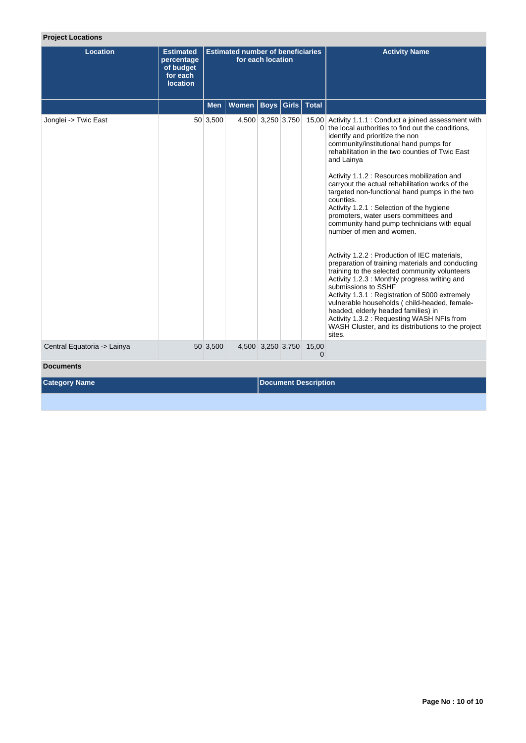**Project Locations**

| Location | Estimated percentage of budget for each location | Estimated number of beneficiaries for each location | | | | | Activity Name |
|---|---|---|---|---|---|---|---|
| | | Men | Women | Boys | Girls | Total | |
| Jonglei -> Twic East | 50 | 3,500 | 4,500 | 3,250 | 3,750 | 15,000 | Activity 1.1.1 : Conduct a joined assessment with the local authorities to find out the conditions, identify and prioritize the non community/institutional hand pumps for rehabilitation in the two counties of Twic East and Lainya<br><br>Activity 1.1.2 : Resources mobilization and carryout the actual rehabilitation works of the targeted non-functional hand pumps in the two counties.<br>Activity 1.2.1 : Selection of the hygiene promoters, water users committees and community hand pump technicians with equal number of men and women.<br><br>Activity 1.2.2 : Production of IEC materials, preparation of training materials and conducting training to the selected community volunteers<br>Activity 1.2.3 : Monthly progress writing and submissions to SSHF<br>Activity 1.3.1 : Registration of 5000 extremely vulnerable households ( child-headed, female-headed, elderly headed families) in<br>Activity 1.3.2 : Requesting WASH NFIs from WASH Cluster, and its distributions to the project sites. |
| Central Equatoria -> Lainya | 50 | 3,500 | 4,500 | 3,250 | 3,750 | 15,000 | |

**Documents**

| Category Name | Document Description |
|---|---|
| | |